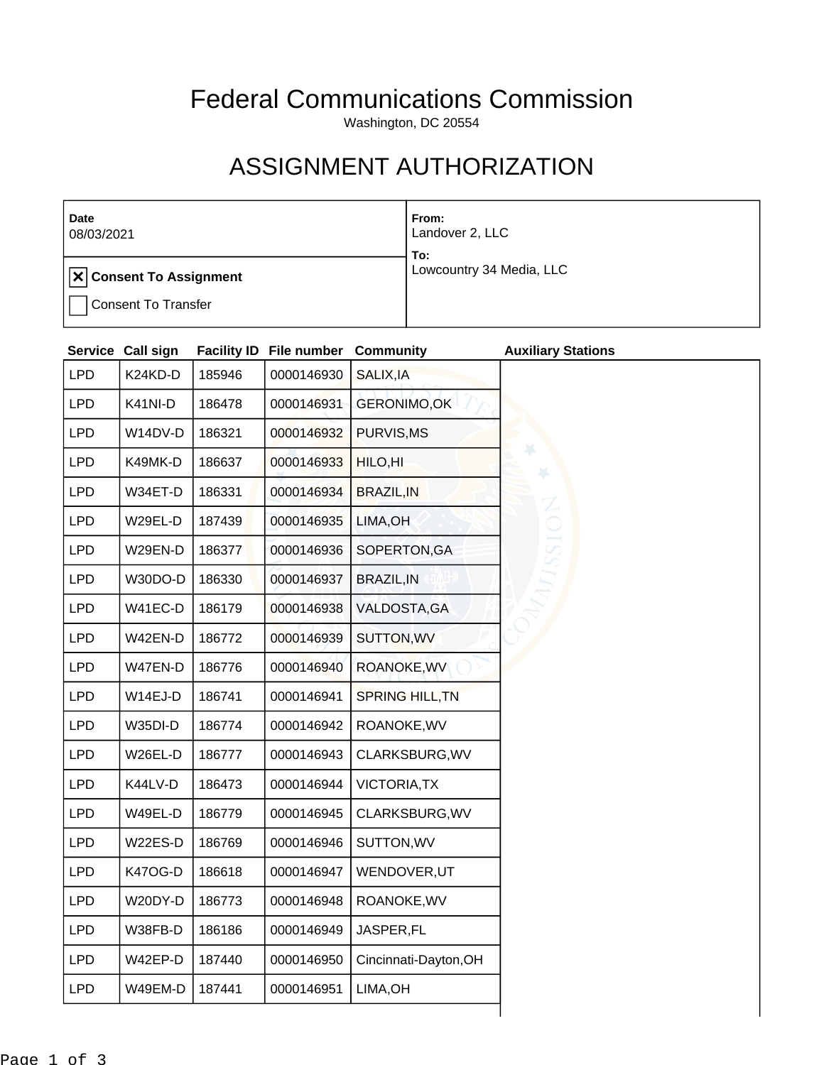# Federal Communications Commission

Washington, DC 20554

# ASSIGNMENT AUTHORIZATION

| Date | From: |
| --- | --- |
| 08/03/2021 | Landover 2, LLC |
| ☒ Consent To Assignment | To: |
| ☐ Consent To Transfer | Lowcountry 34 Media, LLC |

| Service | Call sign | Facility ID | File number | Community | Auxiliary Stations |
| --- | --- | --- | --- | --- | --- |
| LPD | K24KD-D | 185946 | 0000146930 | SALIX,IA | |
| LPD | K41NI-D | 186478 | 0000146931 | GERONIMO,OK | |
| LPD | W14DV-D | 186321 | 0000146932 | PURVIS,MS | |
| LPD | K49MK-D | 186637 | 0000146933 | HILO,HI | |
| LPD | W34ET-D | 186331 | 0000146934 | BRAZIL,IN | |
| LPD | W29EL-D | 187439 | 0000146935 | LIMA,OH | |
| LPD | W29EN-D | 186377 | 0000146936 | SOPERTON,GA | |
| LPD | W30DO-D | 186330 | 0000146937 | BRAZIL,IN | |
| LPD | W41EC-D | 186179 | 0000146938 | VALDOSTA,GA | |
| LPD | W42EN-D | 186772 | 0000146939 | SUTTON,WV | |
| LPD | W47EN-D | 186776 | 0000146940 | ROANOKE,WV | |
| LPD | W14EJ-D | 186741 | 0000146941 | SPRING HILL,TN | |
| LPD | W35DI-D | 186774 | 0000146942 | ROANOKE,WV | |
| LPD | W26EL-D | 186777 | 0000146943 | CLARKSBURG,WV | |
| LPD | K44LV-D | 186473 | 0000146944 | VICTORIA,TX | |
| LPD | W49EL-D | 186779 | 0000146945 | CLARKSBURG,WV | |
| LPD | W22ES-D | 186769 | 0000146946 | SUTTON,WV | |
| LPD | K47OG-D | 186618 | 0000146947 | WENDOVER,UT | |
| LPD | W20DY-D | 186773 | 0000146948 | ROANOKE,WV | |
| LPD | W38FB-D | 186186 | 0000146949 | JASPER,FL | |
| LPD | W42EP-D | 187440 | 0000146950 | Cincinnati-Dayton,OH | |
| LPD | W49EM-D | 187441 | 0000146951 | LIMA,OH | |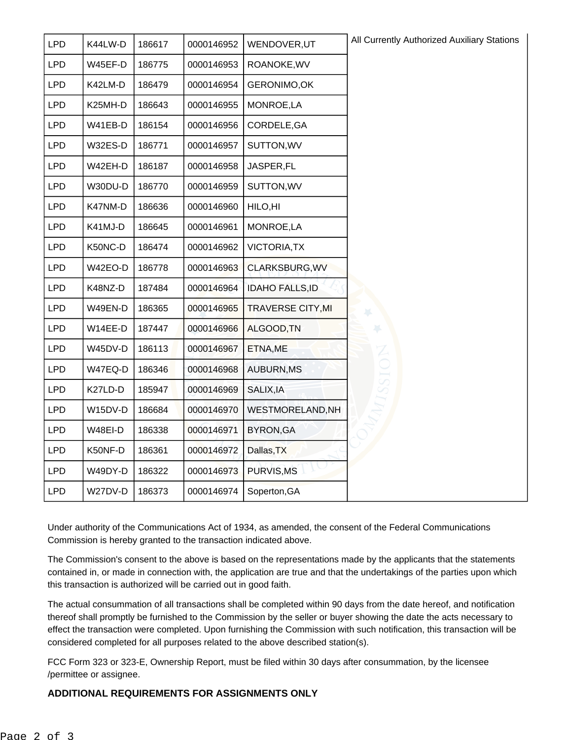| LPD | K44LW-D | 186617 | 0000146952 | WENDOVER,UT | All Currently Authorized Auxiliary Stations |
|---|---|---|---|---|---|
| LPD | W45EF-D | 186775 | 0000146953 | ROANOKE,WV | |
| LPD | K42LM-D | 186479 | 0000146954 | GERONIMO,OK | |
| LPD | K25MH-D | 186643 | 0000146955 | MONROE,LA | |
| LPD | W41EB-D | 186154 | 0000146956 | CORDELE,GA | |
| LPD | W32ES-D | 186771 | 0000146957 | SUTTON,WV | |
| LPD | W42EH-D | 186187 | 0000146958 | JASPER,FL | |
| LPD | W30DU-D | 186770 | 0000146959 | SUTTON,WV | |
| LPD | K47NM-D | 186636 | 0000146960 | HILO,HI | |
| LPD | K41MJ-D | 186645 | 0000146961 | MONROE,LA | |
| LPD | K50NC-D | 186474 | 0000146962 | VICTORIA,TX | |
| LPD | W42EO-D | 186778 | 0000146963 | CLARKSBURG,WV | |
| LPD | K48NZ-D | 187484 | 0000146964 | IDAHO FALLS,ID | |
| LPD | W49EN-D | 186365 | 0000146965 | TRAVERSE CITY,MI | |
| LPD | W14EE-D | 187447 | 0000146966 | ALGOOD,TN | |
| LPD | W45DV-D | 186113 | 0000146967 | ETNA,ME | |
| LPD | W47EQ-D | 186346 | 0000146968 | AUBURN,MS | |
| LPD | K27LD-D | 185947 | 0000146969 | SALIX,IA | |
| LPD | W15DV-D | 186684 | 0000146970 | WESTMORELAND,NH | |
| LPD | W48EI-D | 186338 | 0000146971 | BYRON,GA | |
| LPD | K50NF-D | 186361 | 0000146972 | Dallas,TX | |
| LPD | W49DY-D | 186322 | 0000146973 | PURVIS,MS | |
| LPD | W27DV-D | 186373 | 0000146974 | Soperton,GA | |

Under authority of the Communications Act of 1934, as amended, the consent of the Federal Communications Commission is hereby granted to the transaction indicated above.

The Commission's consent to the above is based on the representations made by the applicants that the statements contained in, or made in connection with, the application are true and that the undertakings of the parties upon which this transaction is authorized will be carried out in good faith.

The actual consummation of all transactions shall be completed within 90 days from the date hereof, and notification thereof shall promptly be furnished to the Commission by the seller or buyer showing the date the acts necessary to effect the transaction were completed. Upon furnishing the Commission with such notification, this transaction will be considered completed for all purposes related to the above described station(s).

FCC Form 323 or 323-E, Ownership Report, must be filed within 30 days after consummation, by the licensee /permittee or assignee.

**ADDITIONAL REQUIREMENTS FOR ASSIGNMENTS ONLY**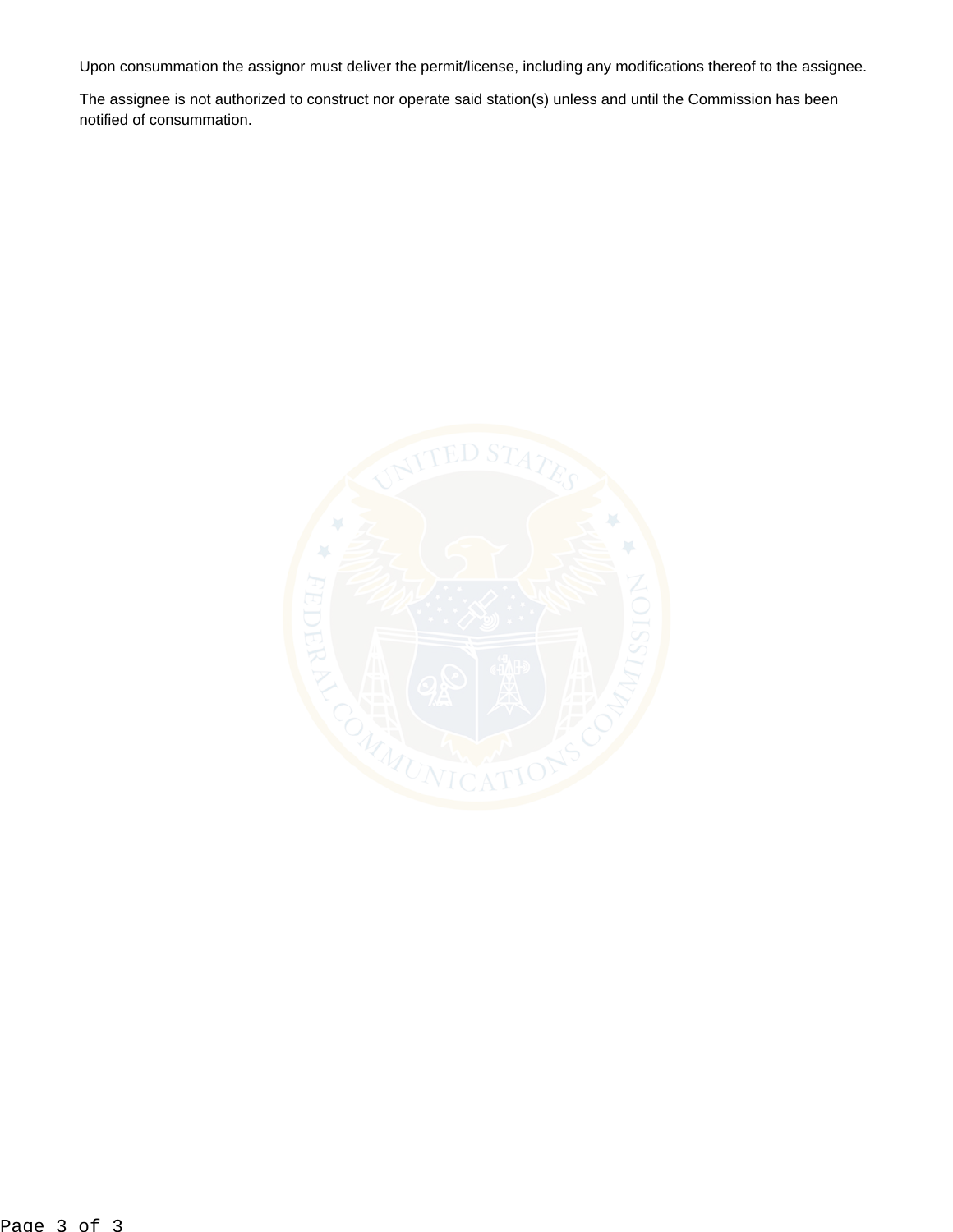Upon consummation the assignor must deliver the permit/license, including any modifications thereof to the assignee.

The assignee is not authorized to construct nor operate said station(s) unless and until the Commission has been notified of consummation.